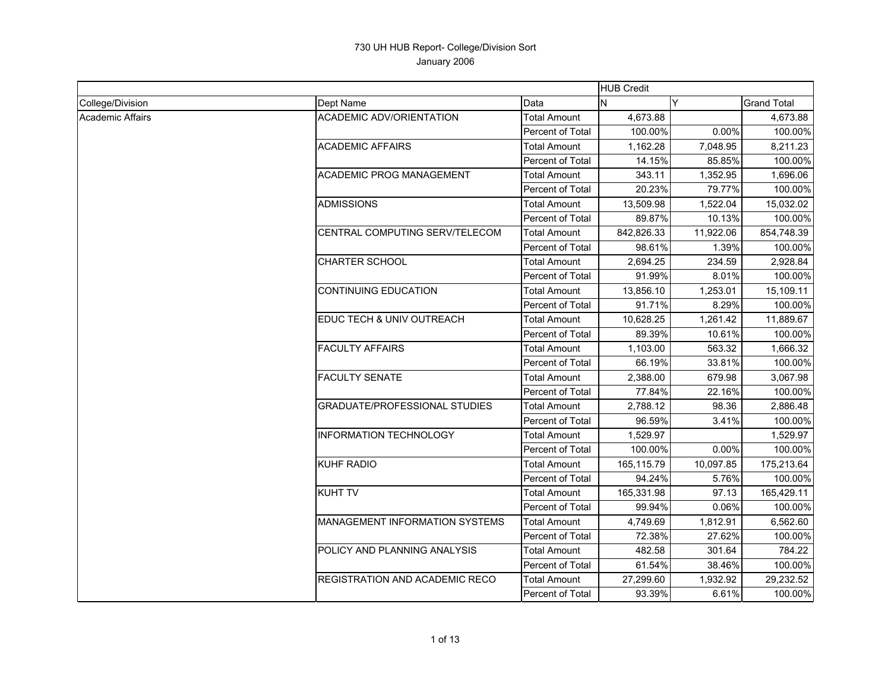# 730 UH HUB Report- College/Division Sort

January 2006

| | | | HUB Credit | | |
|---|---|---|---|---|---|
| College/Division | Dept Name | Data | N | Y | Grand Total |
| Academic Affairs | ACADEMIC ADV/ORIENTATION | Total Amount | 4,673.88 | | 4,673.88 |
| | | Percent of Total | 100.00% | 0.00% | 100.00% |
| | ACADEMIC AFFAIRS | Total Amount | 1,162.28 | 7,048.95 | 8,211.23 |
| | | Percent of Total | 14.15% | 85.85% | 100.00% |
| | ACADEMIC PROG MANAGEMENT | Total Amount | 343.11 | 1,352.95 | 1,696.06 |
| | | Percent of Total | 20.23% | 79.77% | 100.00% |
| | ADMISSIONS | Total Amount | 13,509.98 | 1,522.04 | 15,032.02 |
| | | Percent of Total | 89.87% | 10.13% | 100.00% |
| | CENTRAL COMPUTING SERV/TELECOM | Total Amount | 842,826.33 | 11,922.06 | 854,748.39 |
| | | Percent of Total | 98.61% | 1.39% | 100.00% |
| | CHARTER SCHOOL | Total Amount | 2,694.25 | 234.59 | 2,928.84 |
| | | Percent of Total | 91.99% | 8.01% | 100.00% |
| | CONTINUING EDUCATION | Total Amount | 13,856.10 | 1,253.01 | 15,109.11 |
| | | Percent of Total | 91.71% | 8.29% | 100.00% |
| | EDUC TECH & UNIV OUTREACH | Total Amount | 10,628.25 | 1,261.42 | 11,889.67 |
| | | Percent of Total | 89.39% | 10.61% | 100.00% |
| | FACULTY AFFAIRS | Total Amount | 1,103.00 | 563.32 | 1,666.32 |
| | | Percent of Total | 66.19% | 33.81% | 100.00% |
| | FACULTY SENATE | Total Amount | 2,388.00 | 679.98 | 3,067.98 |
| | | Percent of Total | 77.84% | 22.16% | 100.00% |
| | GRADUATE/PROFESSIONAL STUDIES | Total Amount | 2,788.12 | 98.36 | 2,886.48 |
| | | Percent of Total | 96.59% | 3.41% | 100.00% |
| | INFORMATION TECHNOLOGY | Total Amount | 1,529.97 | | 1,529.97 |
| | | Percent of Total | 100.00% | 0.00% | 100.00% |
| | KUHF RADIO | Total Amount | 165,115.79 | 10,097.85 | 175,213.64 |
| | | Percent of Total | 94.24% | 5.76% | 100.00% |
| | KUHT TV | Total Amount | 165,331.98 | 97.13 | 165,429.11 |
| | | Percent of Total | 99.94% | 0.06% | 100.00% |
| | MANAGEMENT INFORMATION SYSTEMS | Total Amount | 4,749.69 | 1,812.91 | 6,562.60 |
| | | Percent of Total | 72.38% | 27.62% | 100.00% |
| | POLICY AND PLANNING ANALYSIS | Total Amount | 482.58 | 301.64 | 784.22 |
| | | Percent of Total | 61.54% | 38.46% | 100.00% |
| | REGISTRATION AND ACADEMIC RECO | Total Amount | 27,299.60 | 1,932.92 | 29,232.52 |
| | | Percent of Total | 93.39% | 6.61% | 100.00% |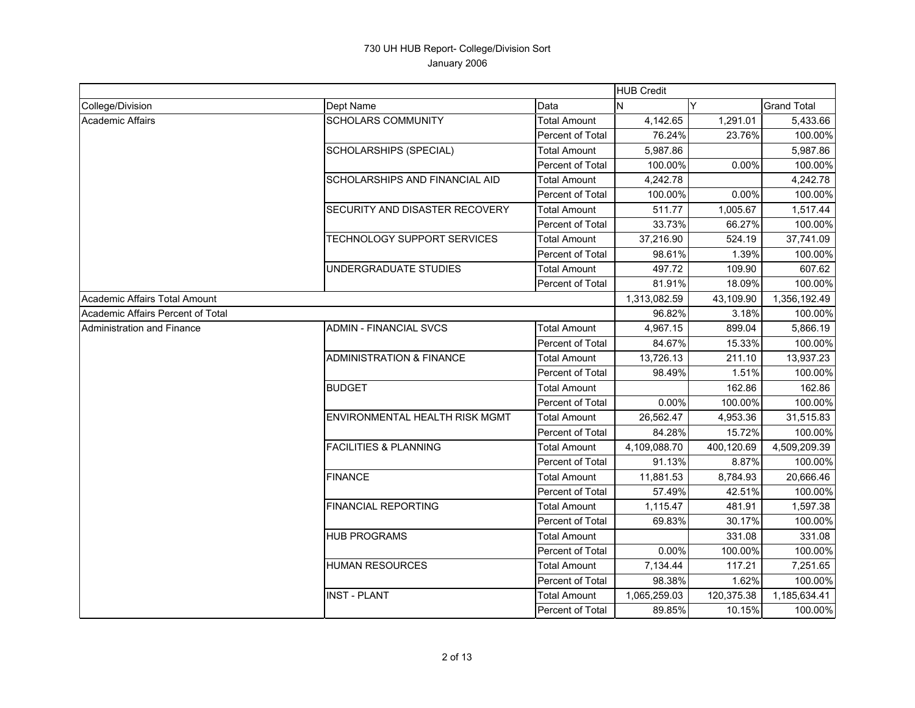# 730 UH HUB Report- College/Division Sort

January 2006

| | | | HUB Credit | | |
|---|---|---|---|---|---|
| College/Division | Dept Name | Data | N | Y | Grand Total |
| Academic Affairs | SCHOLARS COMMUNITY | Total Amount | 4,142.65 | 1,291.01 | 5,433.66 |
| | | Percent of Total | 76.24% | 23.76% | 100.00% |
| | SCHOLARSHIPS (SPECIAL) | Total Amount | 5,987.86 | | 5,987.86 |
| | | Percent of Total | 100.00% | 0.00% | 100.00% |
| | SCHOLARSHIPS AND FINANCIAL AID | Total Amount | 4,242.78 | | 4,242.78 |
| | | Percent of Total | 100.00% | 0.00% | 100.00% |
| | SECURITY AND DISASTER RECOVERY | Total Amount | 511.77 | 1,005.67 | 1,517.44 |
| | | Percent of Total | 33.73% | 66.27% | 100.00% |
| | TECHNOLOGY SUPPORT SERVICES | Total Amount | 37,216.90 | 524.19 | 37,741.09 |
| | | Percent of Total | 98.61% | 1.39% | 100.00% |
| | UNDERGRADUATE STUDIES | Total Amount | 497.72 | 109.90 | 607.62 |
| | | Percent of Total | 81.91% | 18.09% | 100.00% |
| Academic Affairs Total Amount | | | 1,313,082.59 | 43,109.90 | 1,356,192.49 |
| Academic Affairs Percent of Total | | | 96.82% | 3.18% | 100.00% |
| Administration and Finance | ADMIN - FINANCIAL SVCS | Total Amount | 4,967.15 | 899.04 | 5,866.19 |
| | | Percent of Total | 84.67% | 15.33% | 100.00% |
| | ADMINISTRATION & FINANCE | Total Amount | 13,726.13 | 211.10 | 13,937.23 |
| | | Percent of Total | 98.49% | 1.51% | 100.00% |
| | BUDGET | Total Amount | | 162.86 | 162.86 |
| | | Percent of Total | 0.00% | 100.00% | 100.00% |
| | ENVIRONMENTAL HEALTH RISK MGMT | Total Amount | 26,562.47 | 4,953.36 | 31,515.83 |
| | | Percent of Total | 84.28% | 15.72% | 100.00% |
| | FACILITIES & PLANNING | Total Amount | 4,109,088.70 | 400,120.69 | 4,509,209.39 |
| | | Percent of Total | 91.13% | 8.87% | 100.00% |
| | FINANCE | Total Amount | 11,881.53 | 8,784.93 | 20,666.46 |
| | | Percent of Total | 57.49% | 42.51% | 100.00% |
| | FINANCIAL REPORTING | Total Amount | 1,115.47 | 481.91 | 1,597.38 |
| | | Percent of Total | 69.83% | 30.17% | 100.00% |
| | HUB PROGRAMS | Total Amount | | 331.08 | 331.08 |
| | | Percent of Total | 0.00% | 100.00% | 100.00% |
| | HUMAN RESOURCES | Total Amount | 7,134.44 | 117.21 | 7,251.65 |
| | | Percent of Total | 98.38% | 1.62% | 100.00% |
| | INST - PLANT | Total Amount | 1,065,259.03 | 120,375.38 | 1,185,634.41 |
| | | Percent of Total | 89.85% | 10.15% | 100.00% |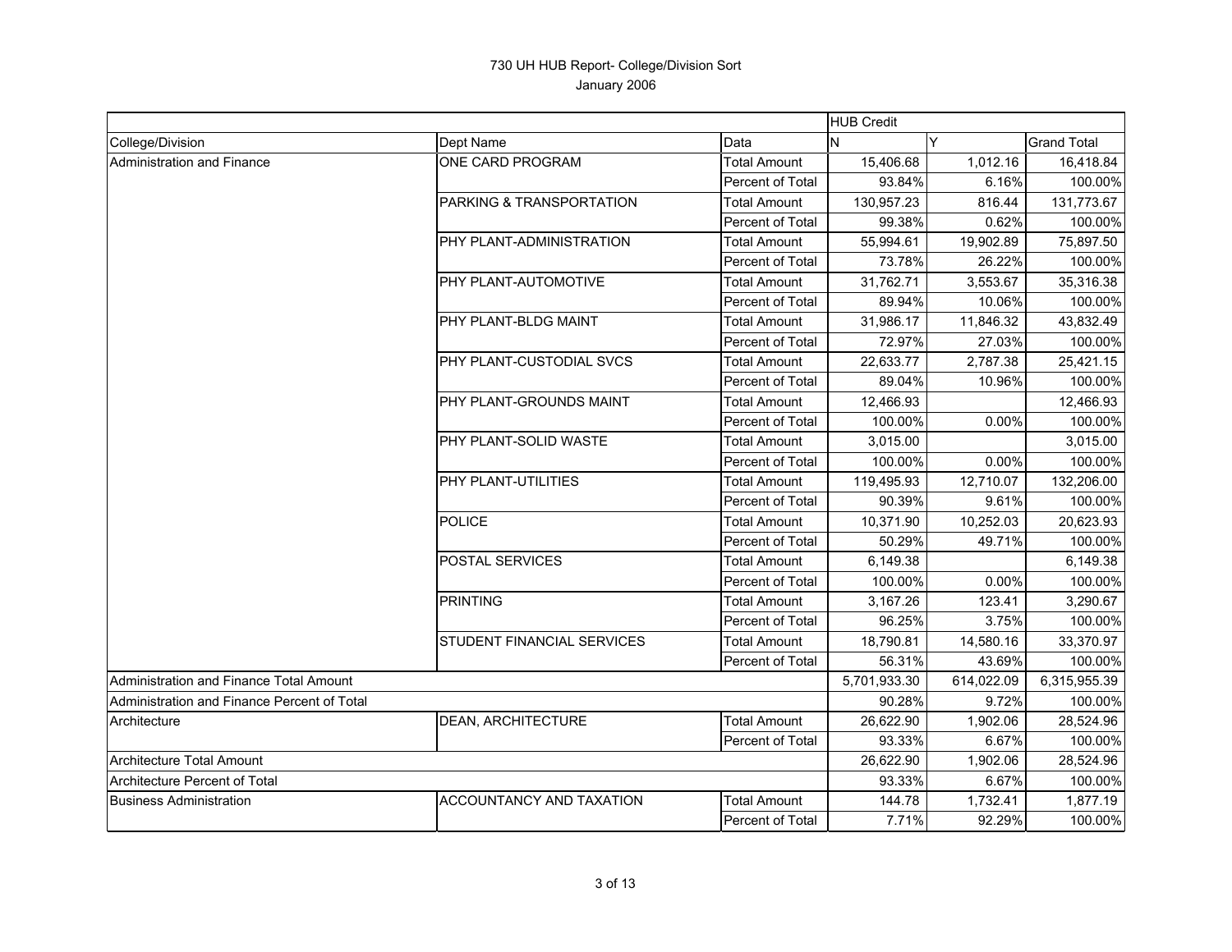730 UH HUB Report- College/Division Sort

January 2006

| | | | HUB Credit | | |
|---|---|---|---|---|---|
| College/Division | Dept Name | Data | N | Y | Grand Total |
| Administration and Finance | ONE CARD PROGRAM | Total Amount | 15,406.68 | 1,012.16 | 16,418.84 |
| | | Percent of Total | 93.84% | 6.16% | 100.00% |
| | PARKING & TRANSPORTATION | Total Amount | 130,957.23 | 816.44 | 131,773.67 |
| | | Percent of Total | 99.38% | 0.62% | 100.00% |
| | PHY PLANT-ADMINISTRATION | Total Amount | 55,994.61 | 19,902.89 | 75,897.50 |
| | | Percent of Total | 73.78% | 26.22% | 100.00% |
| | PHY PLANT-AUTOMOTIVE | Total Amount | 31,762.71 | 3,553.67 | 35,316.38 |
| | | Percent of Total | 89.94% | 10.06% | 100.00% |
| | PHY PLANT-BLDG MAINT | Total Amount | 31,986.17 | 11,846.32 | 43,832.49 |
| | | Percent of Total | 72.97% | 27.03% | 100.00% |
| | PHY PLANT-CUSTODIAL SVCS | Total Amount | 22,633.77 | 2,787.38 | 25,421.15 |
| | | Percent of Total | 89.04% | 10.96% | 100.00% |
| | PHY PLANT-GROUNDS MAINT | Total Amount | 12,466.93 | | 12,466.93 |
| | | Percent of Total | 100.00% | 0.00% | 100.00% |
| | PHY PLANT-SOLID WASTE | Total Amount | 3,015.00 | | 3,015.00 |
| | | Percent of Total | 100.00% | 0.00% | 100.00% |
| | PHY PLANT-UTILITIES | Total Amount | 119,495.93 | 12,710.07 | 132,206.00 |
| | | Percent of Total | 90.39% | 9.61% | 100.00% |
| | POLICE | Total Amount | 10,371.90 | 10,252.03 | 20,623.93 |
| | | Percent of Total | 50.29% | 49.71% | 100.00% |
| | POSTAL SERVICES | Total Amount | 6,149.38 | | 6,149.38 |
| | | Percent of Total | 100.00% | 0.00% | 100.00% |
| | PRINTING | Total Amount | 3,167.26 | 123.41 | 3,290.67 |
| | | Percent of Total | 96.25% | 3.75% | 100.00% |
| | STUDENT FINANCIAL SERVICES | Total Amount | 18,790.81 | 14,580.16 | 33,370.97 |
| | | Percent of Total | 56.31% | 43.69% | 100.00% |
| Administration and Finance Total Amount | | | 5,701,933.30 | 614,022.09 | 6,315,955.39 |
| Administration and Finance Percent of Total | | | 90.28% | 9.72% | 100.00% |
| Architecture | DEAN, ARCHITECTURE | Total Amount | 26,622.90 | 1,902.06 | 28,524.96 |
| | | Percent of Total | 93.33% | 6.67% | 100.00% |
| Architecture Total Amount | | | 26,622.90 | 1,902.06 | 28,524.96 |
| Architecture Percent of Total | | | 93.33% | 6.67% | 100.00% |
| Business Administration | ACCOUNTANCY AND TAXATION | Total Amount | 144.78 | 1,732.41 | 1,877.19 |
| | | Percent of Total | 7.71% | 92.29% | 100.00% |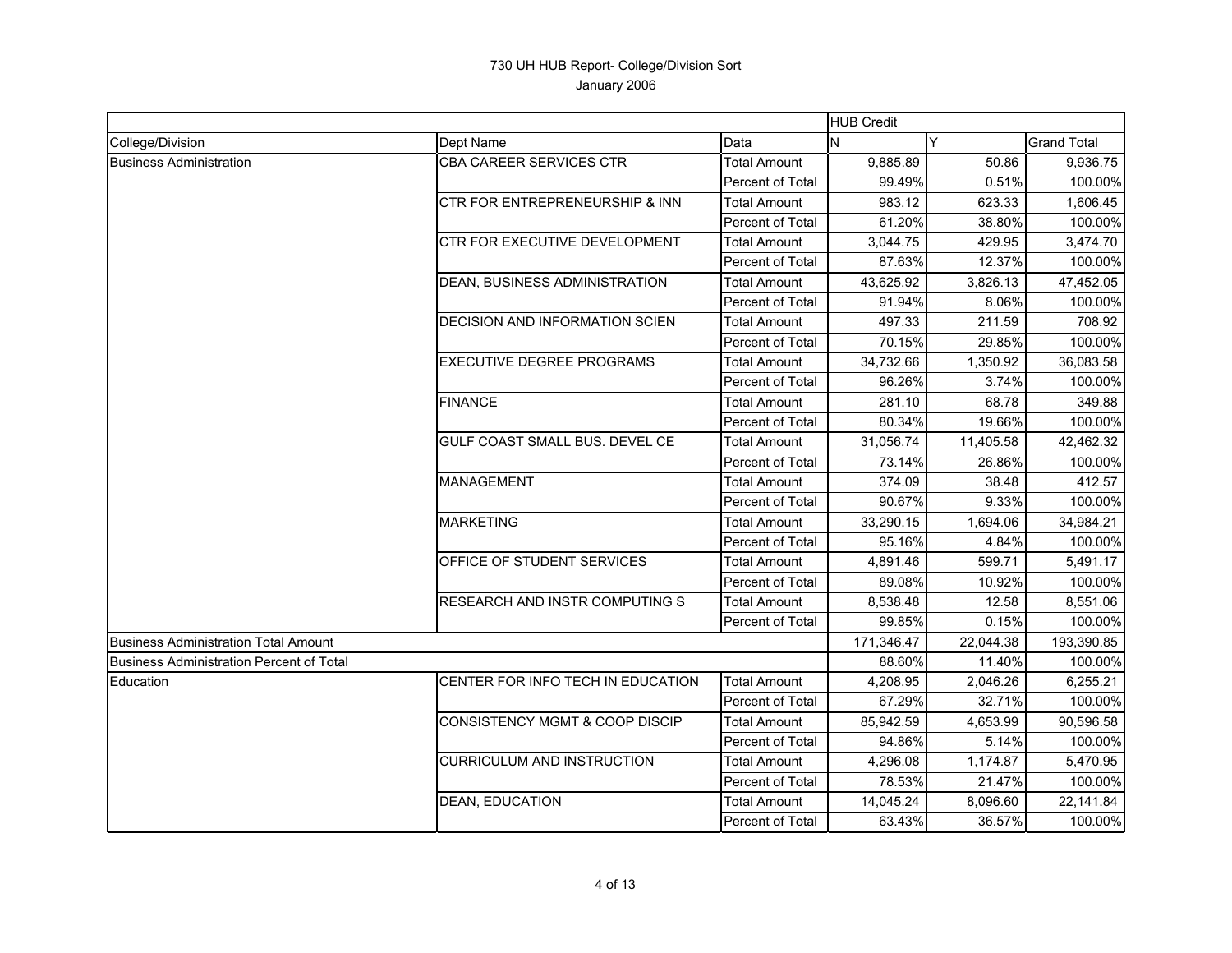730 UH HUB Report- College/Division Sort

January 2006

| | | | HUB Credit | | |
|---|---|---|---|---|---|
| College/Division | Dept Name | Data | N | Y | Grand Total |
| Business Administration | CBA CAREER SERVICES CTR | Total Amount | 9,885.89 | 50.86 | 9,936.75 |
| | | Percent of Total | 99.49% | 0.51% | 100.00% |
| | CTR FOR ENTREPRENEURSHIP & INN | Total Amount | 983.12 | 623.33 | 1,606.45 |
| | | Percent of Total | 61.20% | 38.80% | 100.00% |
| | CTR FOR EXECUTIVE DEVELOPMENT | Total Amount | 3,044.75 | 429.95 | 3,474.70 |
| | | Percent of Total | 87.63% | 12.37% | 100.00% |
| | DEAN, BUSINESS ADMINISTRATION | Total Amount | 43,625.92 | 3,826.13 | 47,452.05 |
| | | Percent of Total | 91.94% | 8.06% | 100.00% |
| | DECISION AND INFORMATION SCIEN | Total Amount | 497.33 | 211.59 | 708.92 |
| | | Percent of Total | 70.15% | 29.85% | 100.00% |
| | EXECUTIVE DEGREE PROGRAMS | Total Amount | 34,732.66 | 1,350.92 | 36,083.58 |
| | | Percent of Total | 96.26% | 3.74% | 100.00% |
| | FINANCE | Total Amount | 281.10 | 68.78 | 349.88 |
| | | Percent of Total | 80.34% | 19.66% | 100.00% |
| | GULF COAST SMALL BUS. DEVEL CE | Total Amount | 31,056.74 | 11,405.58 | 42,462.32 |
| | | Percent of Total | 73.14% | 26.86% | 100.00% |
| | MANAGEMENT | Total Amount | 374.09 | 38.48 | 412.57 |
| | | Percent of Total | 90.67% | 9.33% | 100.00% |
| | MARKETING | Total Amount | 33,290.15 | 1,694.06 | 34,984.21 |
| | | Percent of Total | 95.16% | 4.84% | 100.00% |
| | OFFICE OF STUDENT SERVICES | Total Amount | 4,891.46 | 599.71 | 5,491.17 |
| | | Percent of Total | 89.08% | 10.92% | 100.00% |
| | RESEARCH AND INSTR COMPUTING S | Total Amount | 8,538.48 | 12.58 | 8,551.06 |
| | | Percent of Total | 99.85% | 0.15% | 100.00% |
| Business Administration Total Amount | | | 171,346.47 | 22,044.38 | 193,390.85 |
| Business Administration Percent of Total | | | 88.60% | 11.40% | 100.00% |
| Education | CENTER FOR INFO TECH IN EDUCATION | Total Amount | 4,208.95 | 2,046.26 | 6,255.21 |
| | | Percent of Total | 67.29% | 32.71% | 100.00% |
| | CONSISTENCY MGMT & COOP DISCIP | Total Amount | 85,942.59 | 4,653.99 | 90,596.58 |
| | | Percent of Total | 94.86% | 5.14% | 100.00% |
| | CURRICULUM AND INSTRUCTION | Total Amount | 4,296.08 | 1,174.87 | 5,470.95 |
| | | Percent of Total | 78.53% | 21.47% | 100.00% |
| | DEAN, EDUCATION | Total Amount | 14,045.24 | 8,096.60 | 22,141.84 |
| | | Percent of Total | 63.43% | 36.57% | 100.00% |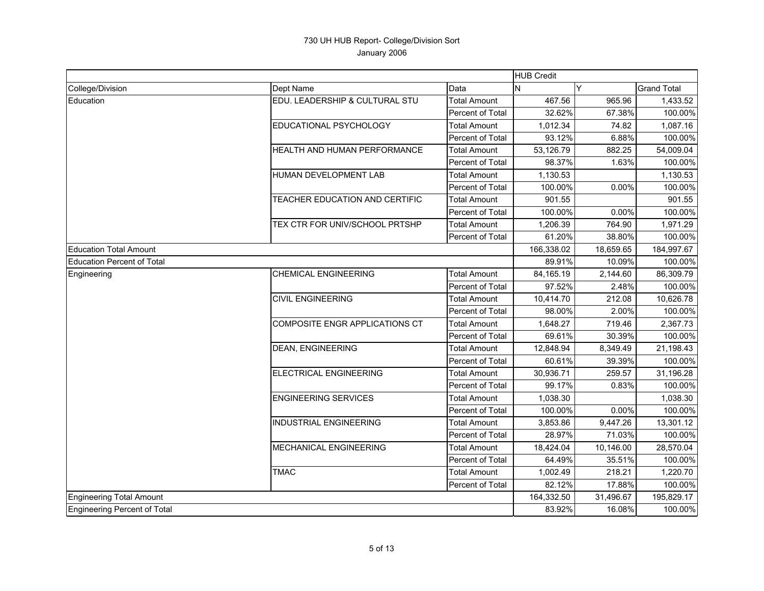730 UH HUB Report- College/Division Sort

January 2006

| | | | HUB Credit | | |
|---|---|---|---|---|---|
| College/Division | Dept Name | Data | N | Y | Grand Total |
| Education | EDU. LEADERSHIP & CULTURAL STU | Total Amount | 467.56 | 965.96 | 1,433.52 |
| | | Percent of Total | 32.62% | 67.38% | 100.00% |
| | EDUCATIONAL PSYCHOLOGY | Total Amount | 1,012.34 | 74.82 | 1,087.16 |
| | | Percent of Total | 93.12% | 6.88% | 100.00% |
| | HEALTH AND HUMAN PERFORMANCE | Total Amount | 53,126.79 | 882.25 | 54,009.04 |
| | | Percent of Total | 98.37% | 1.63% | 100.00% |
| | HUMAN DEVELOPMENT LAB | Total Amount | 1,130.53 | | 1,130.53 |
| | | Percent of Total | 100.00% | 0.00% | 100.00% |
| | TEACHER EDUCATION AND CERTIFIC | Total Amount | 901.55 | | 901.55 |
| | | Percent of Total | 100.00% | 0.00% | 100.00% |
| | TEX CTR FOR UNIV/SCHOOL PRTSHP | Total Amount | 1,206.39 | 764.90 | 1,971.29 |
| | | Percent of Total | 61.20% | 38.80% | 100.00% |
| Education Total Amount | | | 166,338.02 | 18,659.65 | 184,997.67 |
| Education Percent of Total | | | 89.91% | 10.09% | 100.00% |
| Engineering | CHEMICAL ENGINEERING | Total Amount | 84,165.19 | 2,144.60 | 86,309.79 |
| | | Percent of Total | 97.52% | 2.48% | 100.00% |
| | CIVIL ENGINEERING | Total Amount | 10,414.70 | 212.08 | 10,626.78 |
| | | Percent of Total | 98.00% | 2.00% | 100.00% |
| | COMPOSITE ENGR APPLICATIONS CT | Total Amount | 1,648.27 | 719.46 | 2,367.73 |
| | | Percent of Total | 69.61% | 30.39% | 100.00% |
| | DEAN, ENGINEERING | Total Amount | 12,848.94 | 8,349.49 | 21,198.43 |
| | | Percent of Total | 60.61% | 39.39% | 100.00% |
| | ELECTRICAL ENGINEERING | Total Amount | 30,936.71 | 259.57 | 31,196.28 |
| | | Percent of Total | 99.17% | 0.83% | 100.00% |
| | ENGINEERING SERVICES | Total Amount | 1,038.30 | | 1,038.30 |
| | | Percent of Total | 100.00% | 0.00% | 100.00% |
| | INDUSTRIAL ENGINEERING | Total Amount | 3,853.86 | 9,447.26 | 13,301.12 |
| | | Percent of Total | 28.97% | 71.03% | 100.00% |
| | MECHANICAL ENGINEERING | Total Amount | 18,424.04 | 10,146.00 | 28,570.04 |
| | | Percent of Total | 64.49% | 35.51% | 100.00% |
| | TMAC | Total Amount | 1,002.49 | 218.21 | 1,220.70 |
| | | Percent of Total | 82.12% | 17.88% | 100.00% |
| Engineering Total Amount | | | 164,332.50 | 31,496.67 | 195,829.17 |
| Engineering Percent of Total | | | 83.92% | 16.08% | 100.00% |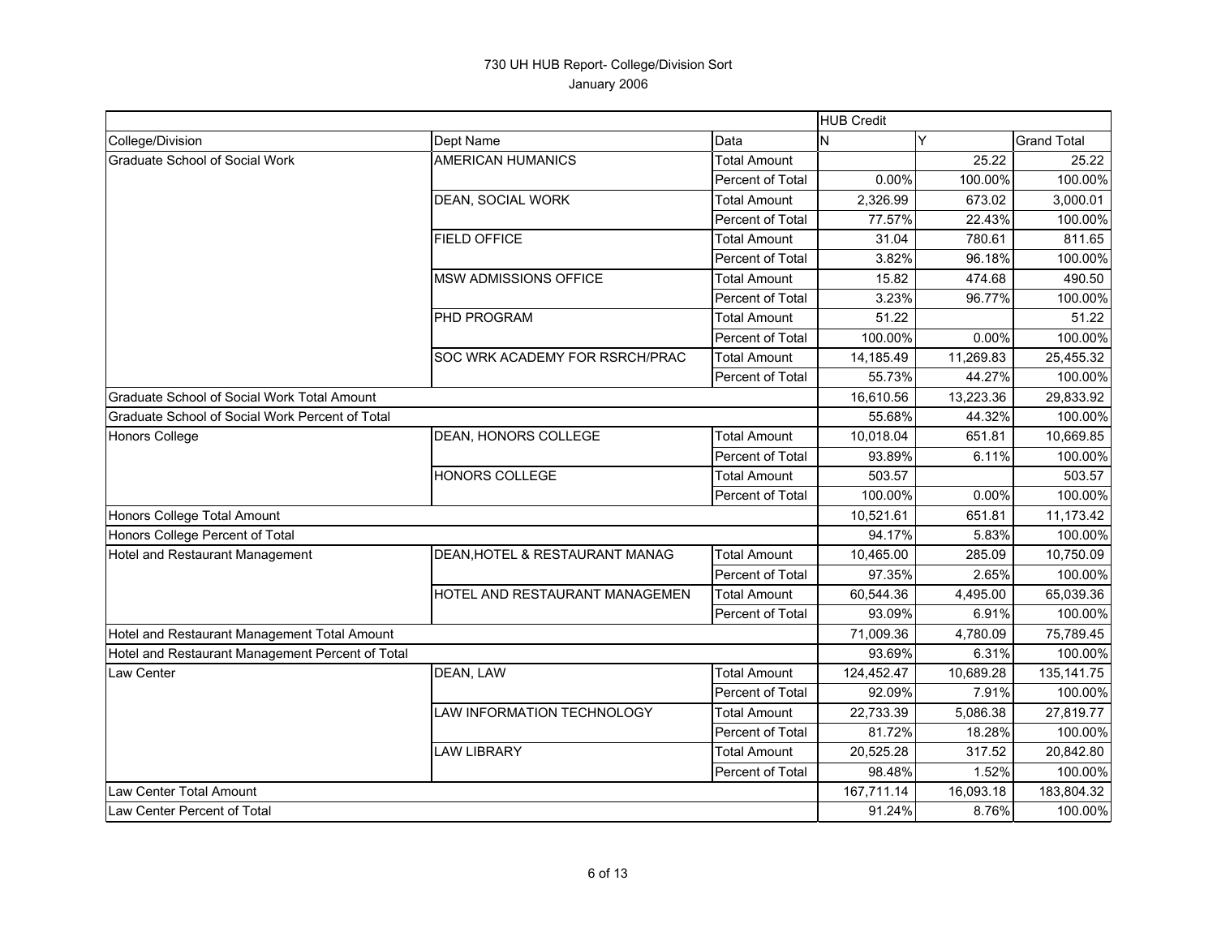# 730 UH HUB Report- College/Division Sort

January 2006

| | | | HUB Credit | | |
|---|---|---|---|---|---|
| College/Division | Dept Name | Data | N | Y | Grand Total |
| Graduate School of Social Work | AMERICAN HUMANICS | Total Amount | | 25.22 | 25.22 |
| | | Percent of Total | 0.00% | 100.00% | 100.00% |
| | DEAN, SOCIAL WORK | Total Amount | 2,326.99 | 673.02 | 3,000.01 |
| | | Percent of Total | 77.57% | 22.43% | 100.00% |
| | FIELD OFFICE | Total Amount | 31.04 | 780.61 | 811.65 |
| | | Percent of Total | 3.82% | 96.18% | 100.00% |
| | MSW ADMISSIONS OFFICE | Total Amount | 15.82 | 474.68 | 490.50 |
| | | Percent of Total | 3.23% | 96.77% | 100.00% |
| | PHD PROGRAM | Total Amount | 51.22 | | 51.22 |
| | | Percent of Total | 100.00% | 0.00% | 100.00% |
| | SOC WRK ACADEMY FOR RSRCH/PRAC | Total Amount | 14,185.49 | 11,269.83 | 25,455.32 |
| | | Percent of Total | 55.73% | 44.27% | 100.00% |
| Graduate School of Social Work Total Amount | | | 16,610.56 | 13,223.36 | 29,833.92 |
| Graduate School of Social Work Percent of Total | | | 55.68% | 44.32% | 100.00% |
| Honors College | DEAN, HONORS COLLEGE | Total Amount | 10,018.04 | 651.81 | 10,669.85 |
| | | Percent of Total | 93.89% | 6.11% | 100.00% |
| | HONORS COLLEGE | Total Amount | 503.57 | | 503.57 |
| | | Percent of Total | 100.00% | 0.00% | 100.00% |
| Honors College Total Amount | | | 10,521.61 | 651.81 | 11,173.42 |
| Honors College Percent of Total | | | 94.17% | 5.83% | 100.00% |
| Hotel and Restaurant Management | DEAN,HOTEL & RESTAURANT MANAG | Total Amount | 10,465.00 | 285.09 | 10,750.09 |
| | | Percent of Total | 97.35% | 2.65% | 100.00% |
| | HOTEL AND RESTAURANT MANAGEMEN | Total Amount | 60,544.36 | 4,495.00 | 65,039.36 |
| | | Percent of Total | 93.09% | 6.91% | 100.00% |
| Hotel and Restaurant Management Total Amount | | | 71,009.36 | 4,780.09 | 75,789.45 |
| Hotel and Restaurant Management Percent of Total | | | 93.69% | 6.31% | 100.00% |
| Law Center | DEAN, LAW | Total Amount | 124,452.47 | 10,689.28 | 135,141.75 |
| | | Percent of Total | 92.09% | 7.91% | 100.00% |
| | LAW INFORMATION TECHNOLOGY | Total Amount | 22,733.39 | 5,086.38 | 27,819.77 |
| | | Percent of Total | 81.72% | 18.28% | 100.00% |
| | LAW LIBRARY | Total Amount | 20,525.28 | 317.52 | 20,842.80 |
| | | Percent of Total | 98.48% | 1.52% | 100.00% |
| Law Center Total Amount | | | 167,711.14 | 16,093.18 | 183,804.32 |
| Law Center Percent of Total | | | 91.24% | 8.76% | 100.00% |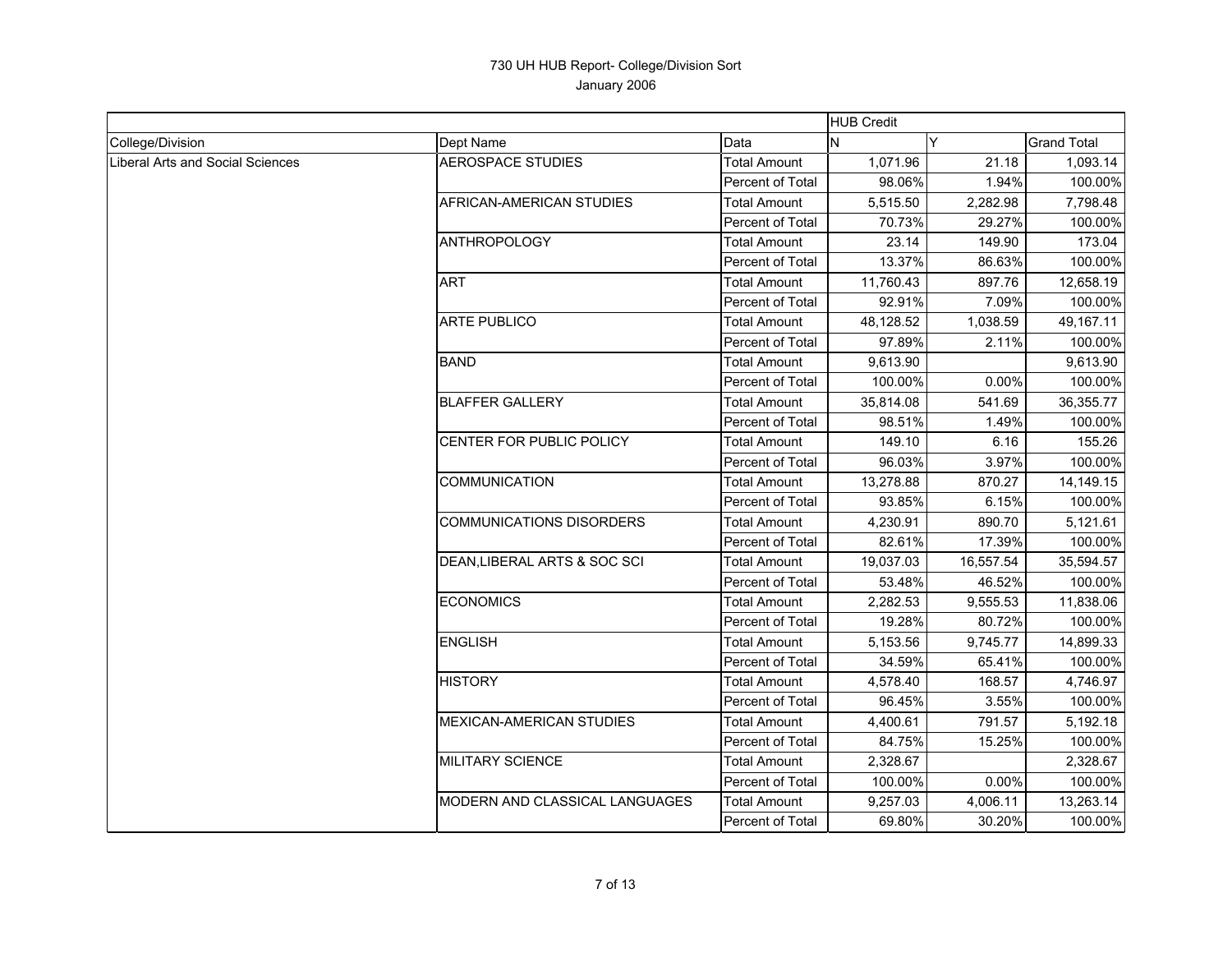# 730 UH HUB Report- College/Division Sort

January 2006

| | | | HUB Credit | | |
|---|---|---|---|---|---|
| College/Division | Dept Name | Data | N | Y | Grand Total |
| Liberal Arts and Social Sciences | AEROSPACE STUDIES | Total Amount | 1,071.96 | 21.18 | 1,093.14 |
| | | Percent of Total | 98.06% | 1.94% | 100.00% |
| | AFRICAN-AMERICAN STUDIES | Total Amount | 5,515.50 | 2,282.98 | 7,798.48 |
| | | Percent of Total | 70.73% | 29.27% | 100.00% |
| | ANTHROPOLOGY | Total Amount | 23.14 | 149.90 | 173.04 |
| | | Percent of Total | 13.37% | 86.63% | 100.00% |
| | ART | Total Amount | 11,760.43 | 897.76 | 12,658.19 |
| | | Percent of Total | 92.91% | 7.09% | 100.00% |
| | ARTE PUBLICO | Total Amount | 48,128.52 | 1,038.59 | 49,167.11 |
| | | Percent of Total | 97.89% | 2.11% | 100.00% |
| | BAND | Total Amount | 9,613.90 | | 9,613.90 |
| | | Percent of Total | 100.00% | 0.00% | 100.00% |
| | BLAFFER GALLERY | Total Amount | 35,814.08 | 541.69 | 36,355.77 |
| | | Percent of Total | 98.51% | 1.49% | 100.00% |
| | CENTER FOR PUBLIC POLICY | Total Amount | 149.10 | 6.16 | 155.26 |
| | | Percent of Total | 96.03% | 3.97% | 100.00% |
| | COMMUNICATION | Total Amount | 13,278.88 | 870.27 | 14,149.15 |
| | | Percent of Total | 93.85% | 6.15% | 100.00% |
| | COMMUNICATIONS DISORDERS | Total Amount | 4,230.91 | 890.70 | 5,121.61 |
| | | Percent of Total | 82.61% | 17.39% | 100.00% |
| | DEAN,LIBERAL ARTS & SOC SCI | Total Amount | 19,037.03 | 16,557.54 | 35,594.57 |
| | | Percent of Total | 53.48% | 46.52% | 100.00% |
| | ECONOMICS | Total Amount | 2,282.53 | 9,555.53 | 11,838.06 |
| | | Percent of Total | 19.28% | 80.72% | 100.00% |
| | ENGLISH | Total Amount | 5,153.56 | 9,745.77 | 14,899.33 |
| | | Percent of Total | 34.59% | 65.41% | 100.00% |
| | HISTORY | Total Amount | 4,578.40 | 168.57 | 4,746.97 |
| | | Percent of Total | 96.45% | 3.55% | 100.00% |
| | MEXICAN-AMERICAN STUDIES | Total Amount | 4,400.61 | 791.57 | 5,192.18 |
| | | Percent of Total | 84.75% | 15.25% | 100.00% |
| | MILITARY SCIENCE | Total Amount | 2,328.67 | | 2,328.67 |
| | | Percent of Total | 100.00% | 0.00% | 100.00% |
| | MODERN AND CLASSICAL LANGUAGES | Total Amount | 9,257.03 | 4,006.11 | 13,263.14 |
| | | Percent of Total | 69.80% | 30.20% | 100.00% |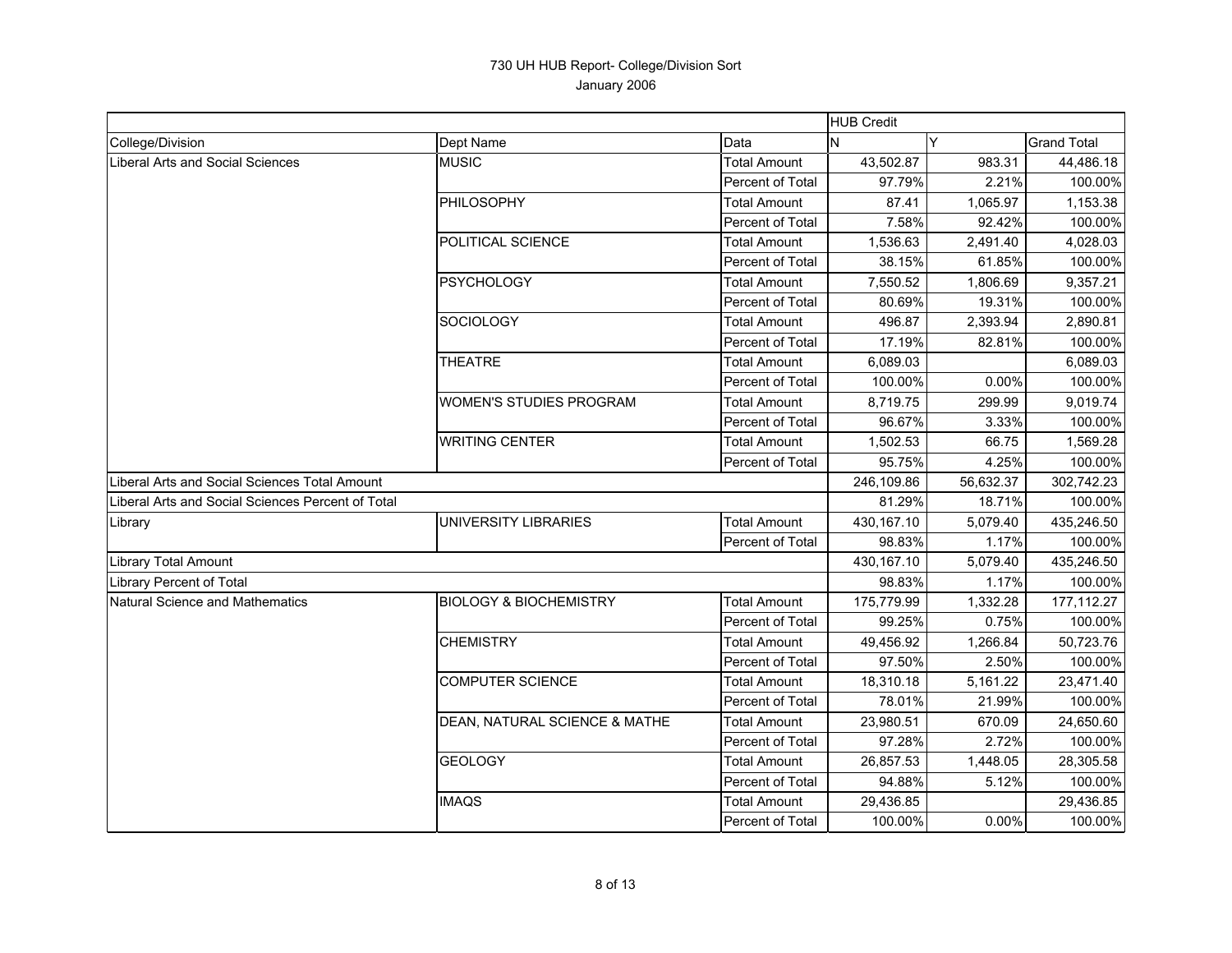730 UH HUB Report- College/Division Sort

January 2006

| | | | HUB Credit | | |
|---|---|---|---|---|---|
| College/Division | Dept Name | Data | N | Y | Grand Total |
| Liberal Arts and Social Sciences | MUSIC | Total Amount | 43,502.87 | 983.31 | 44,486.18 |
| | | Percent of Total | 97.79% | 2.21% | 100.00% |
| | PHILOSOPHY | Total Amount | 87.41 | 1,065.97 | 1,153.38 |
| | | Percent of Total | 7.58% | 92.42% | 100.00% |
| | POLITICAL SCIENCE | Total Amount | 1,536.63 | 2,491.40 | 4,028.03 |
| | | Percent of Total | 38.15% | 61.85% | 100.00% |
| | PSYCHOLOGY | Total Amount | 7,550.52 | 1,806.69 | 9,357.21 |
| | | Percent of Total | 80.69% | 19.31% | 100.00% |
| | SOCIOLOGY | Total Amount | 496.87 | 2,393.94 | 2,890.81 |
| | | Percent of Total | 17.19% | 82.81% | 100.00% |
| | THEATRE | Total Amount | 6,089.03 | | 6,089.03 |
| | | Percent of Total | 100.00% | 0.00% | 100.00% |
| | WOMEN'S STUDIES PROGRAM | Total Amount | 8,719.75 | 299.99 | 9,019.74 |
| | | Percent of Total | 96.67% | 3.33% | 100.00% |
| | WRITING CENTER | Total Amount | 1,502.53 | 66.75 | 1,569.28 |
| | | Percent of Total | 95.75% | 4.25% | 100.00% |
| Liberal Arts and Social Sciences Total Amount | | | 246,109.86 | 56,632.37 | 302,742.23 |
| Liberal Arts and Social Sciences Percent of Total | | | 81.29% | 18.71% | 100.00% |
| Library | UNIVERSITY LIBRARIES | Total Amount | 430,167.10 | 5,079.40 | 435,246.50 |
| | | Percent of Total | 98.83% | 1.17% | 100.00% |
| Library Total Amount | | | 430,167.10 | 5,079.40 | 435,246.50 |
| Library Percent of Total | | | 98.83% | 1.17% | 100.00% |
| Natural Science and Mathematics | BIOLOGY & BIOCHEMISTRY | Total Amount | 175,779.99 | 1,332.28 | 177,112.27 |
| | | Percent of Total | 99.25% | 0.75% | 100.00% |
| | CHEMISTRY | Total Amount | 49,456.92 | 1,266.84 | 50,723.76 |
| | | Percent of Total | 97.50% | 2.50% | 100.00% |
| | COMPUTER SCIENCE | Total Amount | 18,310.18 | 5,161.22 | 23,471.40 |
| | | Percent of Total | 78.01% | 21.99% | 100.00% |
| | DEAN, NATURAL SCIENCE & MATHE | Total Amount | 23,980.51 | 670.09 | 24,650.60 |
| | | Percent of Total | 97.28% | 2.72% | 100.00% |
| | GEOLOGY | Total Amount | 26,857.53 | 1,448.05 | 28,305.58 |
| | | Percent of Total | 94.88% | 5.12% | 100.00% |
| | IMAQS | Total Amount | 29,436.85 | | 29,436.85 |
| | | Percent of Total | 100.00% | 0.00% | 100.00% |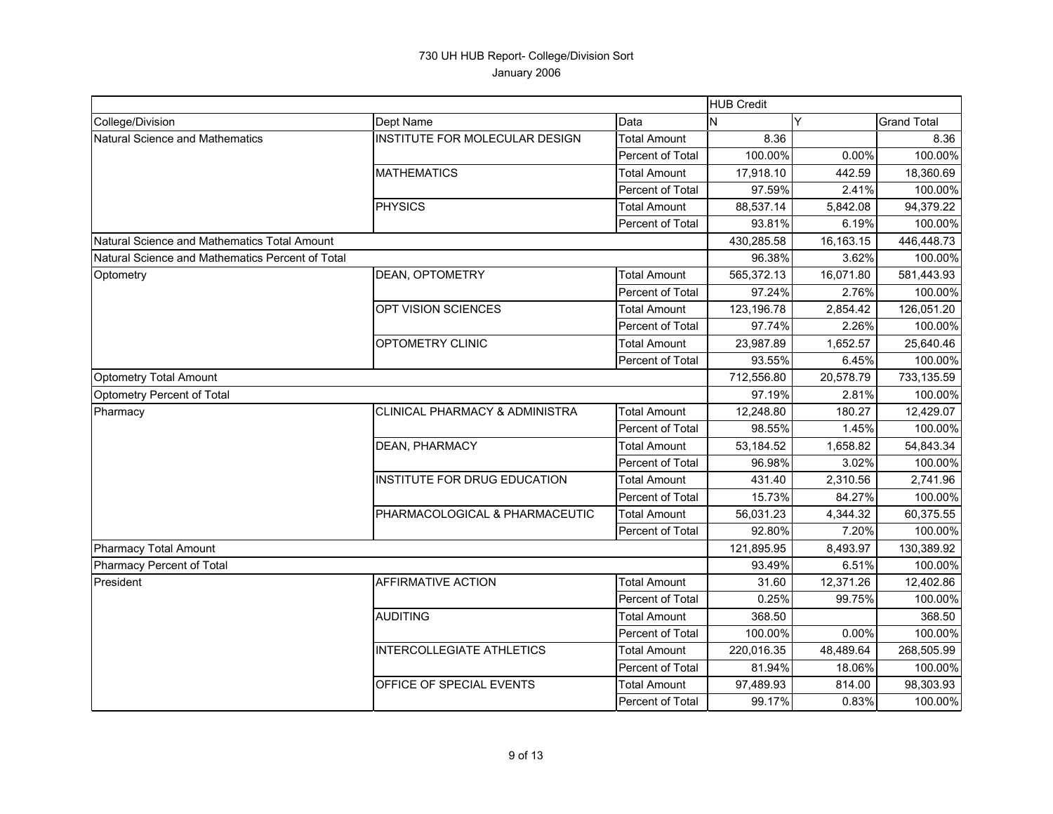# 730 UH HUB Report- College/Division Sort

January 2006

| | | | HUB Credit | | |
|---|---|---|---|---|---|
| College/Division | Dept Name | Data | N | Y | Grand Total |
| Natural Science and Mathematics | INSTITUTE FOR MOLECULAR DESIGN | Total Amount | 8.36 | | 8.36 |
| | | Percent of Total | 100.00% | 0.00% | 100.00% |
| | MATHEMATICS | Total Amount | 17,918.10 | 442.59 | 18,360.69 |
| | | Percent of Total | 97.59% | 2.41% | 100.00% |
| | PHYSICS | Total Amount | 88,537.14 | 5,842.08 | 94,379.22 |
| | | Percent of Total | 93.81% | 6.19% | 100.00% |
| Natural Science and Mathematics Total Amount | | | 430,285.58 | 16,163.15 | 446,448.73 |
| Natural Science and Mathematics Percent of Total | | | 96.38% | 3.62% | 100.00% |
| Optometry | DEAN, OPTOMETRY | Total Amount | 565,372.13 | 16,071.80 | 581,443.93 |
| | | Percent of Total | 97.24% | 2.76% | 100.00% |
| | OPT VISION SCIENCES | Total Amount | 123,196.78 | 2,854.42 | 126,051.20 |
| | | Percent of Total | 97.74% | 2.26% | 100.00% |
| | OPTOMETRY CLINIC | Total Amount | 23,987.89 | 1,652.57 | 25,640.46 |
| | | Percent of Total | 93.55% | 6.45% | 100.00% |
| Optometry Total Amount | | | 712,556.80 | 20,578.79 | 733,135.59 |
| Optometry Percent of Total | | | 97.19% | 2.81% | 100.00% |
| Pharmacy | CLINICAL PHARMACY & ADMINISTRA | Total Amount | 12,248.80 | 180.27 | 12,429.07 |
| | | Percent of Total | 98.55% | 1.45% | 100.00% |
| | DEAN, PHARMACY | Total Amount | 53,184.52 | 1,658.82 | 54,843.34 |
| | | Percent of Total | 96.98% | 3.02% | 100.00% |
| | INSTITUTE FOR DRUG EDUCATION | Total Amount | 431.40 | 2,310.56 | 2,741.96 |
| | | Percent of Total | 15.73% | 84.27% | 100.00% |
| | PHARMACOLOGICAL & PHARMACEUTIC | Total Amount | 56,031.23 | 4,344.32 | 60,375.55 |
| | | Percent of Total | 92.80% | 7.20% | 100.00% |
| Pharmacy Total Amount | | | 121,895.95 | 8,493.97 | 130,389.92 |
| Pharmacy Percent of Total | | | 93.49% | 6.51% | 100.00% |
| President | AFFIRMATIVE ACTION | Total Amount | 31.60 | 12,371.26 | 12,402.86 |
| | | Percent of Total | 0.25% | 99.75% | 100.00% |
| | AUDITING | Total Amount | 368.50 | | 368.50 |
| | | Percent of Total | 100.00% | 0.00% | 100.00% |
| | INTERCOLLEGIATE ATHLETICS | Total Amount | 220,016.35 | 48,489.64 | 268,505.99 |
| | | Percent of Total | 81.94% | 18.06% | 100.00% |
| | OFFICE OF SPECIAL EVENTS | Total Amount | 97,489.93 | 814.00 | 98,303.93 |
| | | Percent of Total | 99.17% | 0.83% | 100.00% |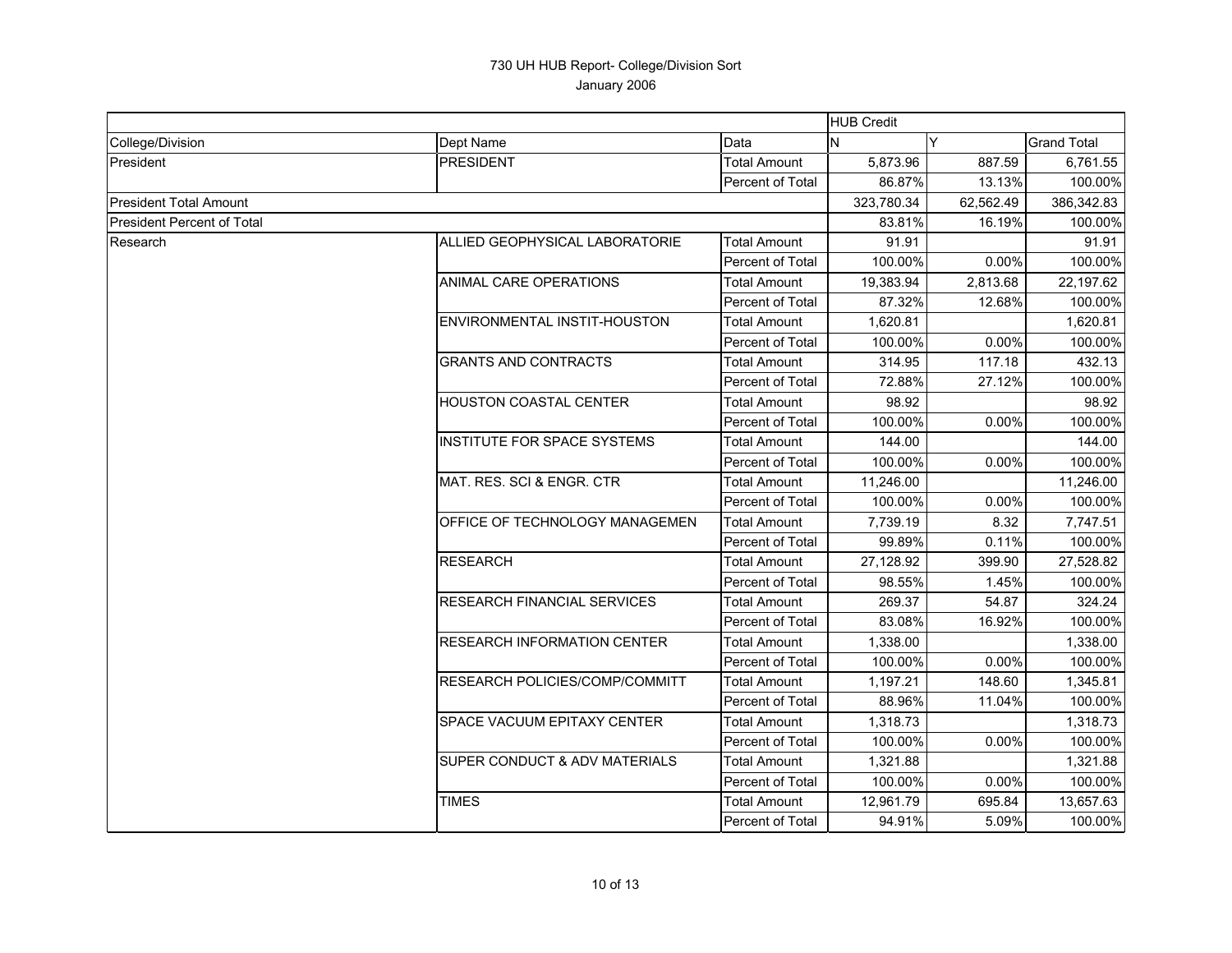730 UH HUB Report- College/Division Sort

January 2006

| | | | HUB Credit | | |
|---|---|---|---|---|---|
| College/Division | Dept Name | Data | N | Y | Grand Total |
| President | PRESIDENT | Total Amount | 5,873.96 | 887.59 | 6,761.55 |
| | | Percent of Total | 86.87% | 13.13% | 100.00% |
| President Total Amount | | | 323,780.34 | 62,562.49 | 386,342.83 |
| President Percent of Total | | | 83.81% | 16.19% | 100.00% |
| Research | ALLIED GEOPHYSICAL LABORATORIE | Total Amount | 91.91 | | 91.91 |
| | | Percent of Total | 100.00% | 0.00% | 100.00% |
| | ANIMAL CARE OPERATIONS | Total Amount | 19,383.94 | 2,813.68 | 22,197.62 |
| | | Percent of Total | 87.32% | 12.68% | 100.00% |
| | ENVIRONMENTAL INSTIT-HOUSTON | Total Amount | 1,620.81 | | 1,620.81 |
| | | Percent of Total | 100.00% | 0.00% | 100.00% |
| | GRANTS AND CONTRACTS | Total Amount | 314.95 | 117.18 | 432.13 |
| | | Percent of Total | 72.88% | 27.12% | 100.00% |
| | HOUSTON COASTAL CENTER | Total Amount | 98.92 | | 98.92 |
| | | Percent of Total | 100.00% | 0.00% | 100.00% |
| | INSTITUTE FOR SPACE SYSTEMS | Total Amount | 144.00 | | 144.00 |
| | | Percent of Total | 100.00% | 0.00% | 100.00% |
| | MAT. RES. SCI & ENGR. CTR | Total Amount | 11,246.00 | | 11,246.00 |
| | | Percent of Total | 100.00% | 0.00% | 100.00% |
| | OFFICE OF TECHNOLOGY MANAGEMEN | Total Amount | 7,739.19 | 8.32 | 7,747.51 |
| | | Percent of Total | 99.89% | 0.11% | 100.00% |
| | RESEARCH | Total Amount | 27,128.92 | 399.90 | 27,528.82 |
| | | Percent of Total | 98.55% | 1.45% | 100.00% |
| | RESEARCH FINANCIAL SERVICES | Total Amount | 269.37 | 54.87 | 324.24 |
| | | Percent of Total | 83.08% | 16.92% | 100.00% |
| | RESEARCH INFORMATION CENTER | Total Amount | 1,338.00 | | 1,338.00 |
| | | Percent of Total | 100.00% | 0.00% | 100.00% |
| | RESEARCH POLICIES/COMP/COMMITT | Total Amount | 1,197.21 | 148.60 | 1,345.81 |
| | | Percent of Total | 88.96% | 11.04% | 100.00% |
| | SPACE VACUUM EPITAXY CENTER | Total Amount | 1,318.73 | | 1,318.73 |
| | | Percent of Total | 100.00% | 0.00% | 100.00% |
| | SUPER CONDUCT & ADV MATERIALS | Total Amount | 1,321.88 | | 1,321.88 |
| | | Percent of Total | 100.00% | 0.00% | 100.00% |
| | TIMES | Total Amount | 12,961.79 | 695.84 | 13,657.63 |
| | | Percent of Total | 94.91% | 5.09% | 100.00% |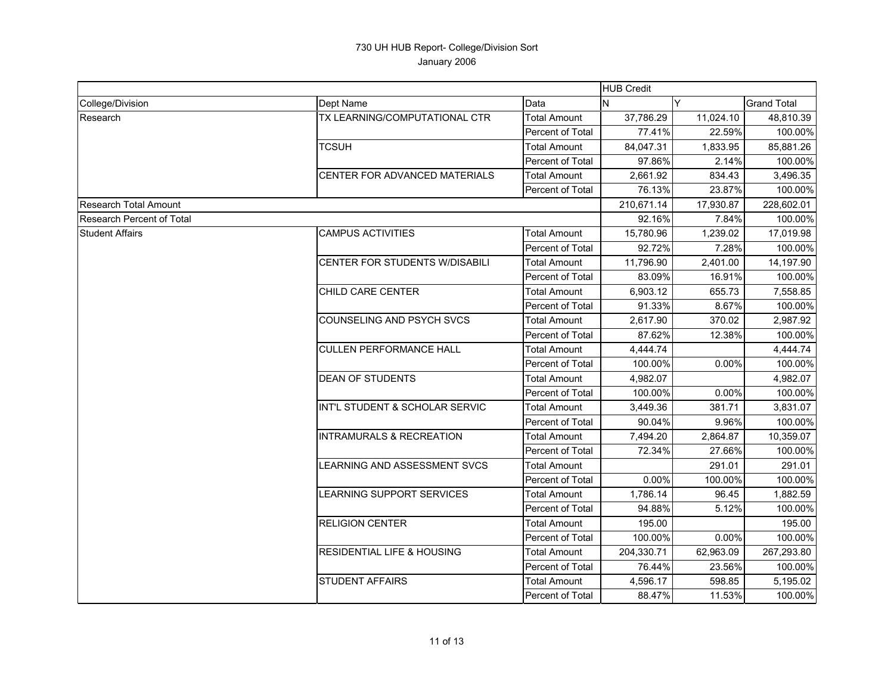# 730 UH HUB Report- College/Division Sort

January 2006

| | | | HUB Credit | | |
|---|---|---|---|---|---|
| College/Division | Dept Name | Data | N | Y | Grand Total |
| Research | TX LEARNING/COMPUTATIONAL CTR | Total Amount | 37,786.29 | 11,024.10 | 48,810.39 |
| | | Percent of Total | 77.41% | 22.59% | 100.00% |
| | TCSUH | Total Amount | 84,047.31 | 1,833.95 | 85,881.26 |
| | | Percent of Total | 97.86% | 2.14% | 100.00% |
| | CENTER FOR ADVANCED MATERIALS | Total Amount | 2,661.92 | 834.43 | 3,496.35 |
| | | Percent of Total | 76.13% | 23.87% | 100.00% |
| Research Total Amount | | | 210,671.14 | 17,930.87 | 228,602.01 |
| Research Percent of Total | | | 92.16% | 7.84% | 100.00% |
| Student Affairs | CAMPUS ACTIVITIES | Total Amount | 15,780.96 | 1,239.02 | 17,019.98 |
| | | Percent of Total | 92.72% | 7.28% | 100.00% |
| | CENTER FOR STUDENTS W/DISABILI | Total Amount | 11,796.90 | 2,401.00 | 14,197.90 |
| | | Percent of Total | 83.09% | 16.91% | 100.00% |
| | CHILD CARE CENTER | Total Amount | 6,903.12 | 655.73 | 7,558.85 |
| | | Percent of Total | 91.33% | 8.67% | 100.00% |
| | COUNSELING AND PSYCH SVCS | Total Amount | 2,617.90 | 370.02 | 2,987.92 |
| | | Percent of Total | 87.62% | 12.38% | 100.00% |
| | CULLEN PERFORMANCE HALL | Total Amount | 4,444.74 | | 4,444.74 |
| | | Percent of Total | 100.00% | 0.00% | 100.00% |
| | DEAN OF STUDENTS | Total Amount | 4,982.07 | | 4,982.07 |
| | | Percent of Total | 100.00% | 0.00% | 100.00% |
| | INT'L STUDENT & SCHOLAR SERVIC | Total Amount | 3,449.36 | 381.71 | 3,831.07 |
| | | Percent of Total | 90.04% | 9.96% | 100.00% |
| | INTRAMURALS & RECREATION | Total Amount | 7,494.20 | 2,864.87 | 10,359.07 |
| | | Percent of Total | 72.34% | 27.66% | 100.00% |
| | LEARNING AND ASSESSMENT SVCS | Total Amount | | 291.01 | 291.01 |
| | | Percent of Total | 0.00% | 100.00% | 100.00% |
| | LEARNING SUPPORT SERVICES | Total Amount | 1,786.14 | 96.45 | 1,882.59 |
| | | Percent of Total | 94.88% | 5.12% | 100.00% |
| | RELIGION CENTER | Total Amount | 195.00 | | 195.00 |
| | | Percent of Total | 100.00% | 0.00% | 100.00% |
| | RESIDENTIAL LIFE & HOUSING | Total Amount | 204,330.71 | 62,963.09 | 267,293.80 |
| | | Percent of Total | 76.44% | 23.56% | 100.00% |
| | STUDENT AFFAIRS | Total Amount | 4,596.17 | 598.85 | 5,195.02 |
| | | Percent of Total | 88.47% | 11.53% | 100.00% |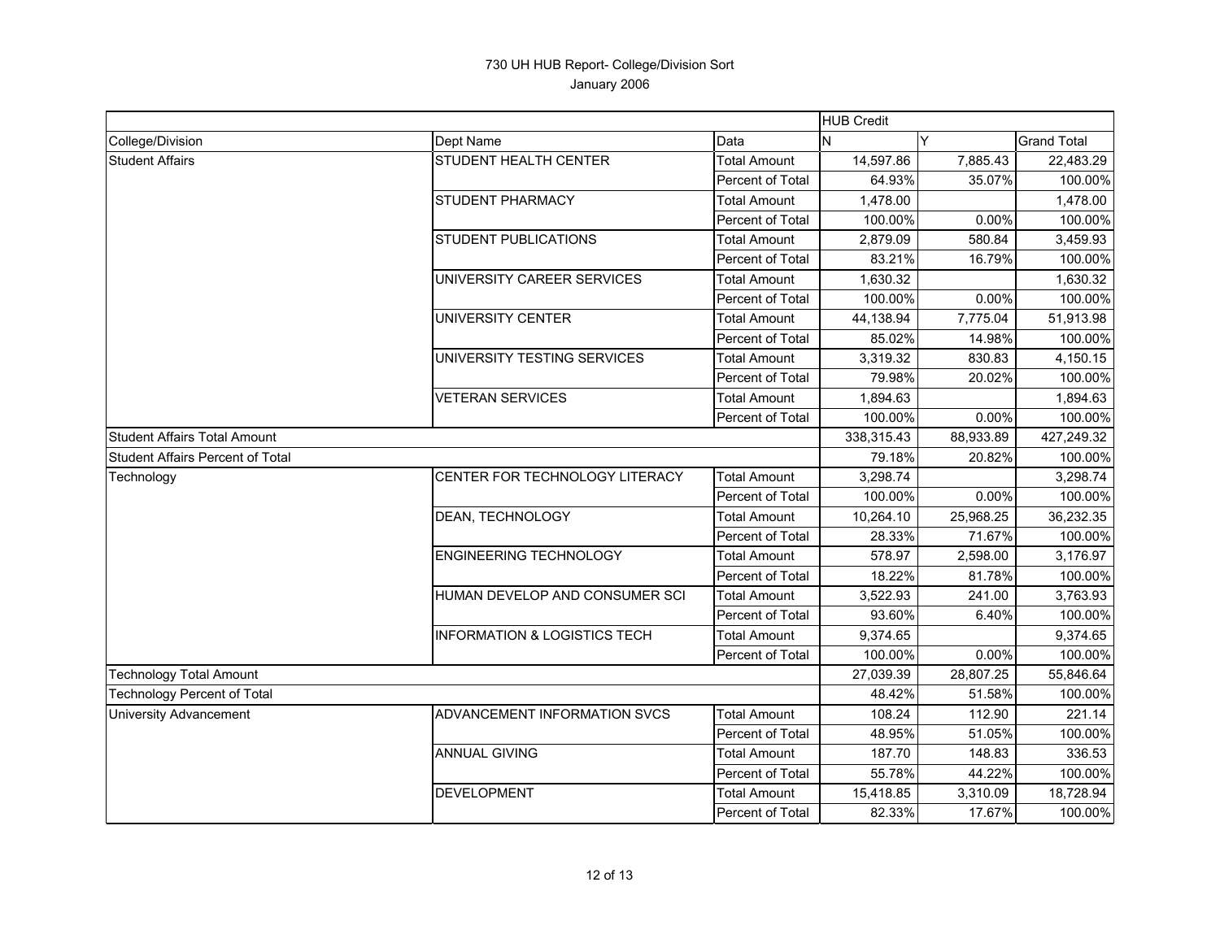# 730 UH HUB Report- College/Division Sort

January 2006

| | | | HUB Credit | | |
|---|---|---|---|---|---|
| College/Division | Dept Name | Data | N | Y | Grand Total |
| Student Affairs | STUDENT HEALTH CENTER | Total Amount | 14,597.86 | 7,885.43 | 22,483.29 |
| | | Percent of Total | 64.93% | 35.07% | 100.00% |
| | STUDENT PHARMACY | Total Amount | 1,478.00 | | 1,478.00 |
| | | Percent of Total | 100.00% | 0.00% | 100.00% |
| | STUDENT PUBLICATIONS | Total Amount | 2,879.09 | 580.84 | 3,459.93 |
| | | Percent of Total | 83.21% | 16.79% | 100.00% |
| | UNIVERSITY CAREER SERVICES | Total Amount | 1,630.32 | | 1,630.32 |
| | | Percent of Total | 100.00% | 0.00% | 100.00% |
| | UNIVERSITY CENTER | Total Amount | 44,138.94 | 7,775.04 | 51,913.98 |
| | | Percent of Total | 85.02% | 14.98% | 100.00% |
| | UNIVERSITY TESTING SERVICES | Total Amount | 3,319.32 | 830.83 | 4,150.15 |
| | | Percent of Total | 79.98% | 20.02% | 100.00% |
| | VETERAN SERVICES | Total Amount | 1,894.63 | | 1,894.63 |
| | | Percent of Total | 100.00% | 0.00% | 100.00% |
| Student Affairs Total Amount | | | 338,315.43 | 88,933.89 | 427,249.32 |
| Student Affairs Percent of Total | | | 79.18% | 20.82% | 100.00% |
| Technology | CENTER FOR TECHNOLOGY LITERACY | Total Amount | 3,298.74 | | 3,298.74 |
| | | Percent of Total | 100.00% | 0.00% | 100.00% |
| | DEAN, TECHNOLOGY | Total Amount | 10,264.10 | 25,968.25 | 36,232.35 |
| | | Percent of Total | 28.33% | 71.67% | 100.00% |
| | ENGINEERING TECHNOLOGY | Total Amount | 578.97 | 2,598.00 | 3,176.97 |
| | | Percent of Total | 18.22% | 81.78% | 100.00% |
| | HUMAN DEVELOP AND CONSUMER SCI | Total Amount | 3,522.93 | 241.00 | 3,763.93 |
| | | Percent of Total | 93.60% | 6.40% | 100.00% |
| | INFORMATION & LOGISTICS TECH | Total Amount | 9,374.65 | | 9,374.65 |
| | | Percent of Total | 100.00% | 0.00% | 100.00% |
| Technology Total Amount | | | 27,039.39 | 28,807.25 | 55,846.64 |
| Technology Percent of Total | | | 48.42% | 51.58% | 100.00% |
| University Advancement | ADVANCEMENT INFORMATION SVCS | Total Amount | 108.24 | 112.90 | 221.14 |
| | | Percent of Total | 48.95% | 51.05% | 100.00% |
| | ANNUAL GIVING | Total Amount | 187.70 | 148.83 | 336.53 |
| | | Percent of Total | 55.78% | 44.22% | 100.00% |
| | DEVELOPMENT | Total Amount | 15,418.85 | 3,310.09 | 18,728.94 |
| | | Percent of Total | 82.33% | 17.67% | 100.00% |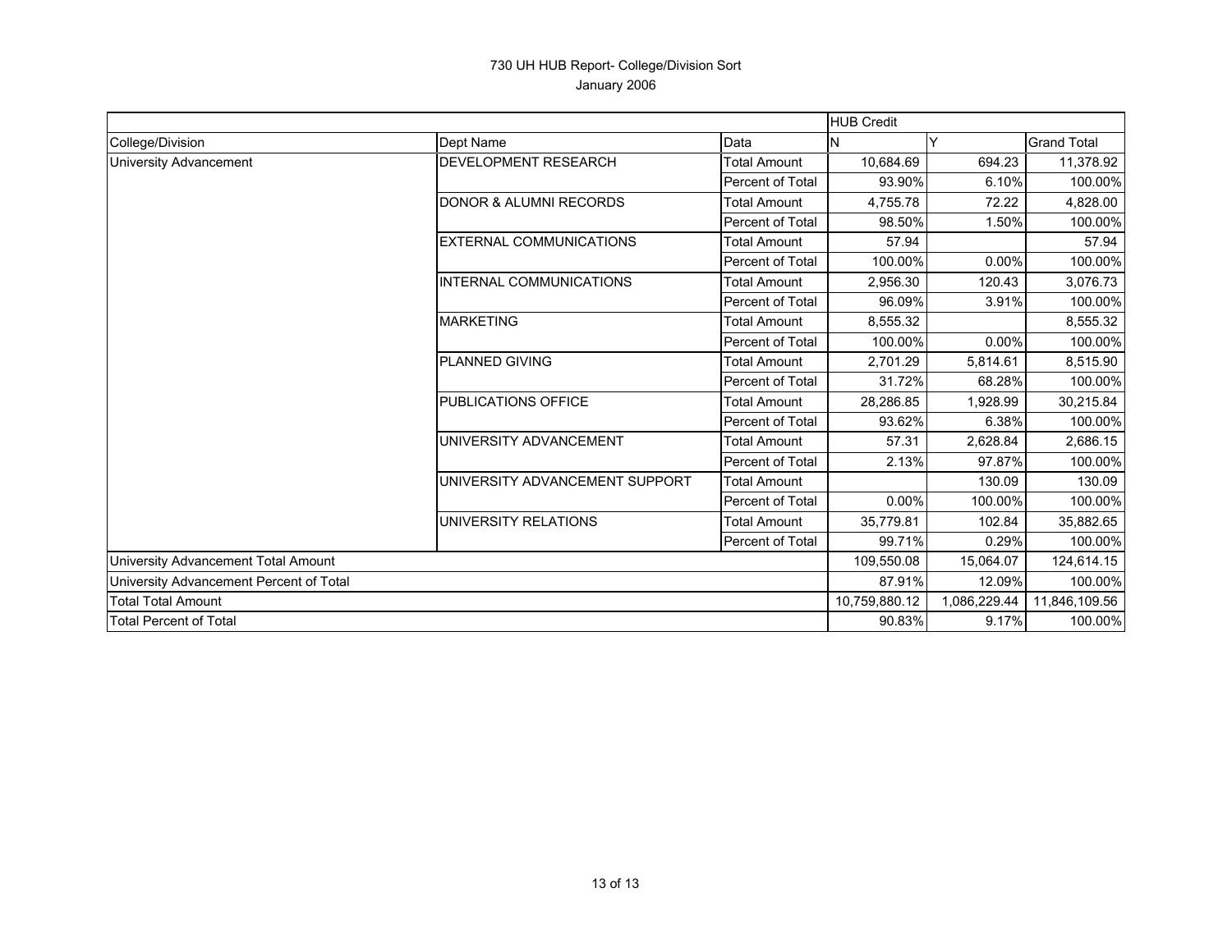730 UH HUB Report- College/Division Sort

January 2006

| | | | HUB Credit | | |
|---|---|---|---|---|---|
| College/Division | Dept Name | Data | N | Y | Grand Total |
| University Advancement | DEVELOPMENT RESEARCH | Total Amount | 10,684.69 | 694.23 | 11,378.92 |
| | | Percent of Total | 93.90% | 6.10% | 100.00% |
| | DONOR & ALUMNI RECORDS | Total Amount | 4,755.78 | 72.22 | 4,828.00 |
| | | Percent of Total | 98.50% | 1.50% | 100.00% |
| | EXTERNAL COMMUNICATIONS | Total Amount | 57.94 | | 57.94 |
| | | Percent of Total | 100.00% | 0.00% | 100.00% |
| | INTERNAL COMMUNICATIONS | Total Amount | 2,956.30 | 120.43 | 3,076.73 |
| | | Percent of Total | 96.09% | 3.91% | 100.00% |
| | MARKETING | Total Amount | 8,555.32 | | 8,555.32 |
| | | Percent of Total | 100.00% | 0.00% | 100.00% |
| | PLANNED GIVING | Total Amount | 2,701.29 | 5,814.61 | 8,515.90 |
| | | Percent of Total | 31.72% | 68.28% | 100.00% |
| | PUBLICATIONS OFFICE | Total Amount | 28,286.85 | 1,928.99 | 30,215.84 |
| | | Percent of Total | 93.62% | 6.38% | 100.00% |
| | UNIVERSITY ADVANCEMENT | Total Amount | 57.31 | 2,628.84 | 2,686.15 |
| | | Percent of Total | 2.13% | 97.87% | 100.00% |
| | UNIVERSITY ADVANCEMENT SUPPORT | Total Amount | | 130.09 | 130.09 |
| | | Percent of Total | 0.00% | 100.00% | 100.00% |
| | UNIVERSITY RELATIONS | Total Amount | 35,779.81 | 102.84 | 35,882.65 |
| | | Percent of Total | 99.71% | 0.29% | 100.00% |
| University Advancement Total Amount | | | 109,550.08 | 15,064.07 | 124,614.15 |
| University Advancement Percent of Total | | | 87.91% | 12.09% | 100.00% |
| Total Total Amount | | | 10,759,880.12 | 1,086,229.44 | 11,846,109.56 |
| Total Percent of Total | | | 90.83% | 9.17% | 100.00% |